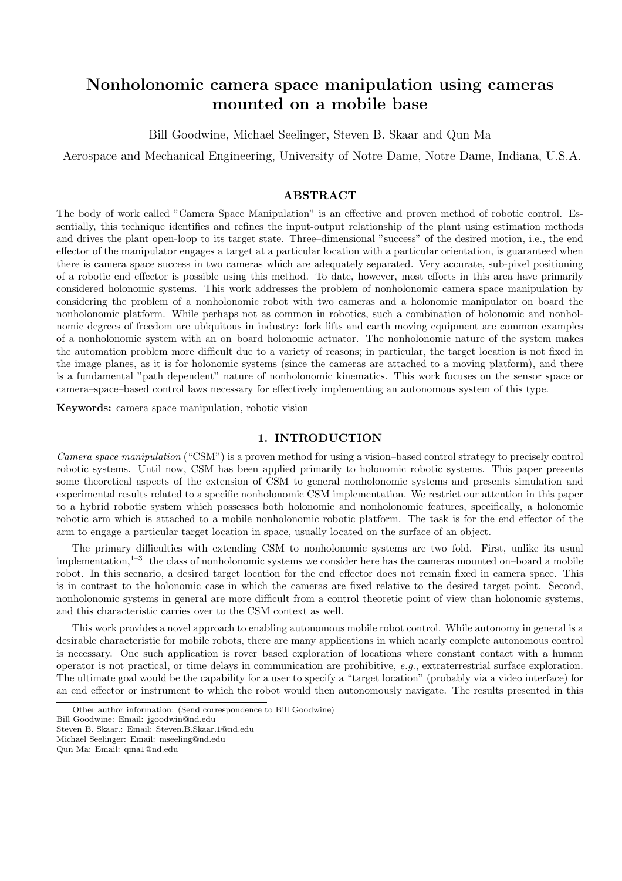# Nonholonomic camera space manipulation using cameras mounted on a mobile base

Bill Goodwine, Michael Seelinger, Steven B. Skaar and Qun Ma

Aerospace and Mechanical Engineering, University of Notre Dame, Notre Dame, Indiana, U.S.A.

## ABSTRACT

The body of work called "Camera Space Manipulation" is an effective and proven method of robotic control. Essentially, this technique identifies and refines the input-output relationship of the plant using estimation methods and drives the plant open-loop to its target state. Three–dimensional "success" of the desired motion, i.e., the end effector of the manipulator engages a target at a particular location with a particular orientation, is guaranteed when there is camera space success in two cameras which are adequately separated. Very accurate, sub-pixel positioning of a robotic end effector is possible using this method. To date, however, most efforts in this area have primarily considered holonomic systems. This work addresses the problem of nonholonomic camera space manipulation by considering the problem of a nonholonomic robot with two cameras and a holonomic manipulator on board the nonholonomic platform. While perhaps not as common in robotics, such a combination of holonomic and nonholonomic degrees of freedom are ubiquitous in industry: fork lifts and earth moving equipment are common examples of a nonholonomic system with an on–board holonomic actuator. The nonholonomic nature of the system makes the automation problem more difficult due to a variety of reasons; in particular, the target location is not fixed in the image planes, as it is for holonomic systems (since the cameras are attached to a moving platform), and there is a fundamental "path dependent" nature of nonholonomic kinematics. This work focuses on the sensor space or camera–space–based control laws necessary for effectively implementing an autonomous system of this type.

**Keywords:** camera space manipulation, robotic vision

## 1. INTRODUCTION

*Camera space manipulation* ("CSM") is a proven method for using a vision–based control strategy to precisely control robotic systems. Until now, CSM has been applied primarily to holonomic robotic systems. This paper presents some theoretical aspects of the extension of CSM to general nonholonomic systems and presents simulation and experimental results related to a specific nonholonomic CSM implementation. We restrict our attention in this paper to a hybrid robotic system which possesses both holonomic and nonholonomic features, specifically, a holonomic robotic arm which is attached to a mobile nonholonomic robotic platform. The task is for the end effector of the arm to engage a particular target location in space, usually located on the surface of an object.

The primary difficulties with extending CSM to nonholonomic systems are two–fold. First, unlike its usual implementation,[1–3] the class of nonholonomic systems we consider here has the cameras mounted on–board a mobile robot. In this scenario, a desired target location for the end effector does not remain fixed in camera space. This is in contrast to the holonomic case in which the cameras are fixed relative to the desired target point. Second, nonholonomic systems in general are more difficult from a control theoretic point of view than holonomic systems, and this characteristic carries over to the CSM context as well.

This work provides a novel approach to enabling autonomous mobile robot control. While autonomy in general is a desirable characteristic for mobile robots, there are many applications in which nearly complete autonomous control is necessary. One such application is rover–based exploration of locations where constant contact with a human operator is not practical, or time delays in communication are prohibitive, *e.g.*, extraterrestrial surface exploration. The ultimate goal would be the capability for a user to specify a "target location" (probably via a video interface) for an end effector or instrument to which the robot would then autonomously navigate. The results presented in this

Other author information: (Send correspondence to Bill Goodwine)
Bill Goodwine: Email: jgoodwin@nd.edu
Steven B. Skaar.: Email: Steven.B.Skaar.1@nd.edu
Michael Seelinger: Email: mseeling@nd.edu
Qun Ma: Email: qma1@nd.edu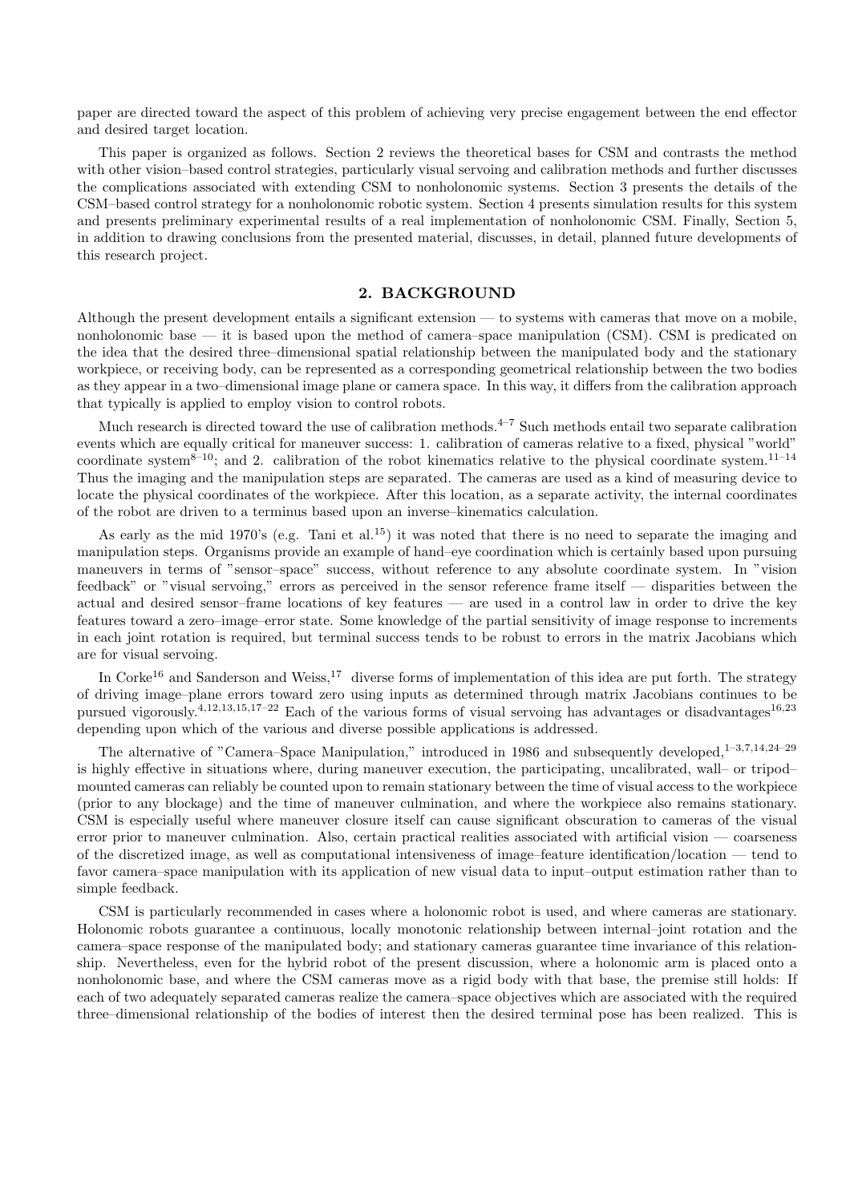paper are directed toward the aspect of this problem of achieving very precise engagement between the end effector and desired target location.

This paper is organized as follows. Section 2 reviews the theoretical bases for CSM and contrasts the method with other vision–based control strategies, particularly visual servoing and calibration methods and further discusses the complications associated with extending CSM to nonholonomic systems. Section 3 presents the details of the CSM–based control strategy for a nonholonomic robotic system. Section 4 presents simulation results for this system and presents preliminary experimental results of a real implementation of nonholonomic CSM. Finally, Section 5, in addition to drawing conclusions from the presented material, discusses, in detail, planned future developments of this research project.

## 2. BACKGROUND

Although the present development entails a significant extension — to systems with cameras that move on a mobile, nonholonomic base — it is based upon the method of camera–space manipulation (CSM). CSM is predicated on the idea that the desired three–dimensional spatial relationship between the manipulated body and the stationary workpiece, or receiving body, can be represented as a corresponding geometrical relationship between the two bodies as they appear in a two–dimensional image plane or camera space. In this way, it differs from the calibration approach that typically is applied to employ vision to control robots.

Much research is directed toward the use of calibration methods.[4–7] Such methods entail two separate calibration events which are equally critical for maneuver success: 1. calibration of cameras relative to a fixed, physical "world" coordinate system[8–10]; and 2. calibration of the robot kinematics relative to the physical coordinate system.[11–14] Thus the imaging and the manipulation steps are separated. The cameras are used as a kind of measuring device to locate the physical coordinates of the workpiece. After this location, as a separate activity, the internal coordinates of the robot are driven to a terminus based upon an inverse–kinematics calculation.

As early as the mid 1970's (e.g. Tani et al.[15]) it was noted that there is no need to separate the imaging and manipulation steps. Organisms provide an example of hand–eye coordination which is certainly based upon pursuing maneuvers in terms of "sensor–space" success, without reference to any absolute coordinate system. In "vision feedback" or "visual servoing," errors as perceived in the sensor reference frame itself — disparities between the actual and desired sensor–frame locations of key features — are used in a control law in order to drive the key features toward a zero–image–error state. Some knowledge of the partial sensitivity of image response to increments in each joint rotation is required, but terminal success tends to be robust to errors in the matrix Jacobians which are for visual servoing.

In Corke[16] and Sanderson and Weiss,[17] diverse forms of implementation of this idea are put forth. The strategy of driving image–plane errors toward zero using inputs as determined through matrix Jacobians continues to be pursued vigorously.[4,12,13,15,17–22] Each of the various forms of visual servoing has advantages or disadvantages[16,23] depending upon which of the various and diverse possible applications is addressed.

The alternative of "Camera–Space Manipulation," introduced in 1986 and subsequently developed,[1–3,7,14,24–29] is highly effective in situations where, during maneuver execution, the participating, uncalibrated, wall– or tripod–mounted cameras can reliably be counted upon to remain stationary between the time of visual access to the workpiece (prior to any blockage) and the time of maneuver culmination, and where the workpiece also remains stationary. CSM is especially useful where maneuver closure itself can cause significant obscuration to cameras of the visual error prior to maneuver culmination. Also, certain practical realities associated with artificial vision — coarseness of the discretized image, as well as computational intensiveness of image–feature identification/location — tend to favor camera–space manipulation with its application of new visual data to input–output estimation rather than to simple feedback.

CSM is particularly recommended in cases where a holonomic robot is used, and where cameras are stationary. Holonomic robots guarantee a continuous, locally monotonic relationship between internal–joint rotation and the camera–space response of the manipulated body; and stationary cameras guarantee time invariance of this relationship. Nevertheless, even for the hybrid robot of the present discussion, where a holonomic arm is placed onto a nonholonomic base, and where the CSM cameras move as a rigid body with that base, the premise still holds: If each of two adequately separated cameras realize the camera–space objectives which are associated with the required three–dimensional relationship of the bodies of interest then the desired terminal pose has been realized. This is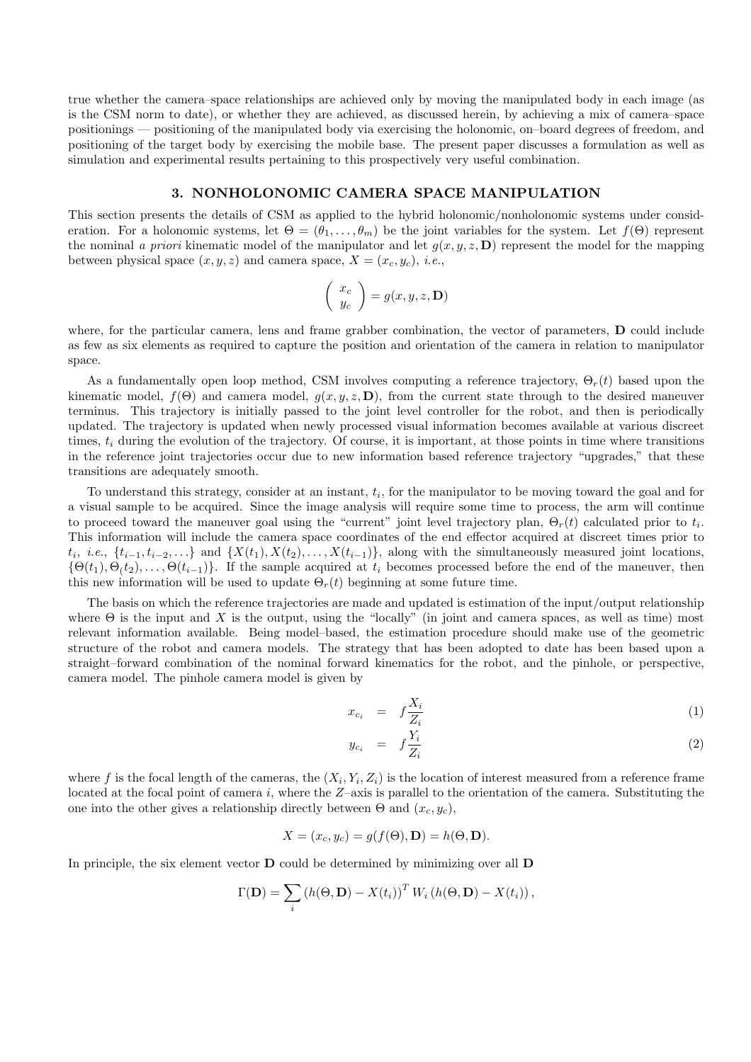true whether the camera–space relationships are achieved only by moving the manipulated body in each image (as is the CSM norm to date), or whether they are achieved, as discussed herein, by achieving a mix of camera–space positionings — positioning of the manipulated body via exercising the holonomic, on–board degrees of freedom, and positioning of the target body by exercising the mobile base. The present paper discusses a formulation as well as simulation and experimental results pertaining to this prospectively very useful combination.

## 3. NONHOLONOMIC CAMERA SPACE MANIPULATION

This section presents the details of CSM as applied to the hybrid holonomic/nonholonomic systems under consideration. For a holonomic systems, let $\Theta = (\theta_1, \ldots, \theta_m)$ be the joint variables for the system. Let $f(\Theta)$ represent the nominal *a priori* kinematic model of the manipulator and let $g(x, y, z, \mathbf{D})$ represent the model for the mapping between physical space $(x, y, z)$ and camera space, $X = (x_c, y_c)$, *i.e.*,

$$\begin{pmatrix} x_c \\ y_c \end{pmatrix} = g(x, y, z, \mathbf{D})$$

where, for the particular camera, lens and frame grabber combination, the vector of parameters, $\mathbf{D}$ could include as few as six elements as required to capture the position and orientation of the camera in relation to manipulator space.

As a fundamentally open loop method, CSM involves computing a reference trajectory, $\Theta_r(t)$ based upon the kinematic model, $f(\Theta)$ and camera model, $g(x, y, z, \mathbf{D})$, from the current state through to the desired maneuver terminus. This trajectory is initially passed to the joint level controller for the robot, and then is periodically updated. The trajectory is updated when newly processed visual information becomes available at various discreet times, $t_i$ during the evolution of the trajectory. Of course, it is important, at those points in time where transitions in the reference joint trajectories occur due to new information based reference trajectory "upgrades," that these transitions are adequately smooth.

To understand this strategy, consider at an instant, $t_i$, for the manipulator to be moving toward the goal and for a visual sample to be acquired. Since the image analysis will require some time to process, the arm will continue to proceed toward the maneuver goal using the "current" joint level trajectory plan, $\Theta_r(t)$ calculated prior to $t_i$. This information will include the camera space coordinates of the end effector acquired at discreet times prior to $t_i$, *i.e.*, $\{t_{i-1}, t_{i-2}, \ldots\}$ and $\{X(t_1), X(t_2), \ldots, X(t_{i-1})\}$, along with the simultaneously measured joint locations, $\{\Theta(t_1), \Theta_(t_2), \ldots, \Theta(t_{i-1})\}$. If the sample acquired at $t_i$ becomes processed before the end of the maneuver, then this new information will be used to update $\Theta_r(t)$ beginning at some future time.

The basis on which the reference trajectories are made and updated is estimation of the input/output relationship where $\Theta$ is the input and $X$ is the output, using the "locally" (in joint and camera spaces, as well as time) most relevant information available. Being model–based, the estimation procedure should make use of the geometric structure of the robot and camera models. The strategy that has been adopted to date has been based upon a straight–forward combination of the nominal forward kinematics for the robot, and the pinhole, or perspective, camera model. The pinhole camera model is given by

$$x_{c_i} = f\frac{X_i}{Z_i} \tag{1}$$

$$y_{c_i} = f\frac{Y_i}{Z_i} \tag{2}$$

where $f$ is the focal length of the cameras, the $(X_i, Y_i, Z_i)$ is the location of interest measured from a reference frame located at the focal point of camera $i$, where the $Z$–axis is parallel to the orientation of the camera. Substituting the one into the other gives a relationship directly between $\Theta$ and $(x_c, y_c)$,

$$X = (x_c, y_c) = g(f(\Theta), \mathbf{D}) = h(\Theta, \mathbf{D}).$$

In principle, the six element vector $\mathbf{D}$ could be determined by minimizing over all $\mathbf{D}$

$$\Gamma(\mathbf{D}) = \sum_i \left(h(\Theta, \mathbf{D}) - X(t_i)\right)^T W_i \left(h(\Theta, \mathbf{D}) - X(t_i)\right),$$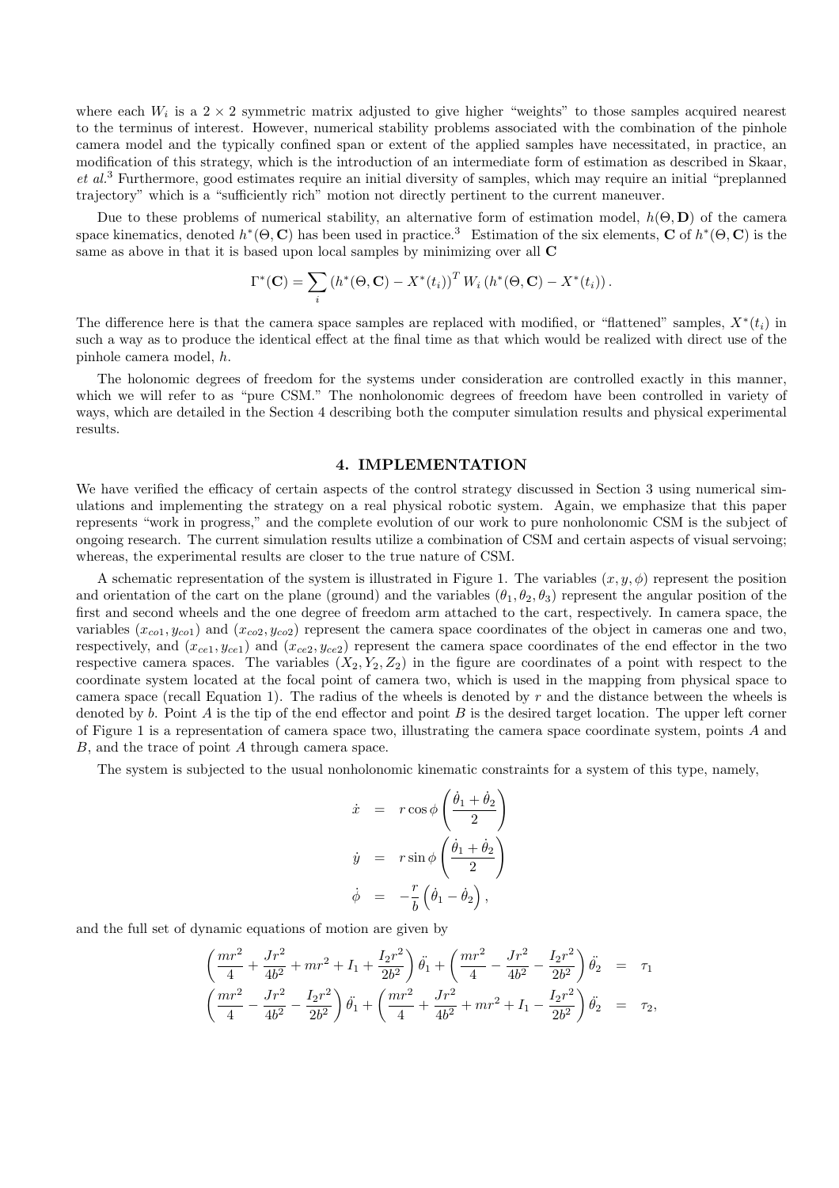where each $W_i$ is a $2 \times 2$ symmetric matrix adjusted to give higher "weights" to those samples acquired nearest to the terminus of interest. However, numerical stability problems associated with the combination of the pinhole camera model and the typically confined span or extent of the applied samples have necessitated, in practice, an modification of this strategy, which is the introduction of an intermediate form of estimation as described in Skaar, *et al.*[3] Furthermore, good estimates require an initial diversity of samples, which may require an initial "preplanned trajectory" which is a "sufficiently rich" motion not directly pertinent to the current maneuver.

Due to these problems of numerical stability, an alternative form of estimation model, $h(\Theta, \mathbf{D})$ of the camera space kinematics, denoted $h^*(\Theta, \mathbf{C})$ has been used in practice.[3] Estimation of the six elements, $\mathbf{C}$ of $h^*(\Theta, \mathbf{C})$ is the same as above in that it is based upon local samples by minimizing over all $\mathbf{C}$

$$\Gamma^*(\mathbf{C}) = \sum_i \left(h^*(\Theta, \mathbf{C}) - X^*(t_i)\right)^T W_i \left(h^*(\Theta, \mathbf{C}) - X^*(t_i)\right).$$

The difference here is that the camera space samples are replaced with modified, or "flattened" samples, $X^*(t_i)$ in such a way as to produce the identical effect at the final time as that which would be realized with direct use of the pinhole camera model, $h$.

The holonomic degrees of freedom for the systems under consideration are controlled exactly in this manner, which we will refer to as "pure CSM." The nonholonomic degrees of freedom have been controlled in variety of ways, which are detailed in the Section 4 describing both the computer simulation results and physical experimental results.

## 4. IMPLEMENTATION

We have verified the efficacy of certain aspects of the control strategy discussed in Section 3 using numerical simulations and implementing the strategy on a real physical robotic system. Again, we emphasize that this paper represents "work in progress," and the complete evolution of our work to pure nonholonomic CSM is the subject of ongoing research. The current simulation results utilize a combination of CSM and certain aspects of visual servoing; whereas, the experimental results are closer to the true nature of CSM.

A schematic representation of the system is illustrated in Figure 1. The variables $(x, y, \phi)$ represent the position and orientation of the cart on the plane (ground) and the variables $(\theta_1, \theta_2, \theta_3)$ represent the angular position of the first and second wheels and the one degree of freedom arm attached to the cart, respectively. In camera space, the variables $(x_{co1}, y_{co1})$ and $(x_{co2}, y_{co2})$ represent the camera space coordinates of the object in cameras one and two, respectively, and $(x_{ce1}, y_{ce1})$ and $(x_{ce2}, y_{ce2})$ represent the camera space coordinates of the end effector in the two respective camera spaces. The variables $(X_2, Y_2, Z_2)$ in the figure are coordinates of a point with respect to the coordinate system located at the focal point of camera two, which is used in the mapping from physical space to camera space (recall Equation 1). The radius of the wheels is denoted by $r$ and the distance between the wheels is denoted by $b$. Point $A$ is the tip of the end effector and point $B$ is the desired target location. The upper left corner of Figure 1 is a representation of camera space two, illustrating the camera space coordinate system, points $A$ and $B$, and the trace of point $A$ through camera space.

The system is subjected to the usual nonholonomic kinematic constraints for a system of this type, namely,

$$\begin{aligned}
\dot{x} &= r \cos \phi \left( \frac{\dot{\theta}_1 + \dot{\theta}_2}{2} \right) \\
\dot{y} &= r \sin \phi \left( \frac{\dot{\theta}_1 + \dot{\theta}_2}{2} \right) \\
\dot{\phi} &= -\frac{r}{b} \left( \dot{\theta}_1 - \dot{\theta}_2 \right),
\end{aligned}$$

and the full set of dynamic equations of motion are given by

$$\begin{aligned}
\left( \frac{mr^2}{4} + \frac{Jr^2}{4b^2} + mr^2 + I_1 + \frac{I_2 r^2}{2b^2} \right) \ddot{\theta}_1 + \left( \frac{mr^2}{4} - \frac{Jr^2}{4b^2} - \frac{I_2 r^2}{2b^2} \right) \ddot{\theta}_2 &= \tau_1 \\
\left( \frac{mr^2}{4} - \frac{Jr^2}{4b^2} - \frac{I_2 r^2}{2b^2} \right) \ddot{\theta}_1 + \left( \frac{mr^2}{4} + \frac{Jr^2}{4b^2} + mr^2 + I_1 - \frac{I_2 r^2}{2b^2} \right) \ddot{\theta}_2 &= \tau_2,
\end{aligned}$$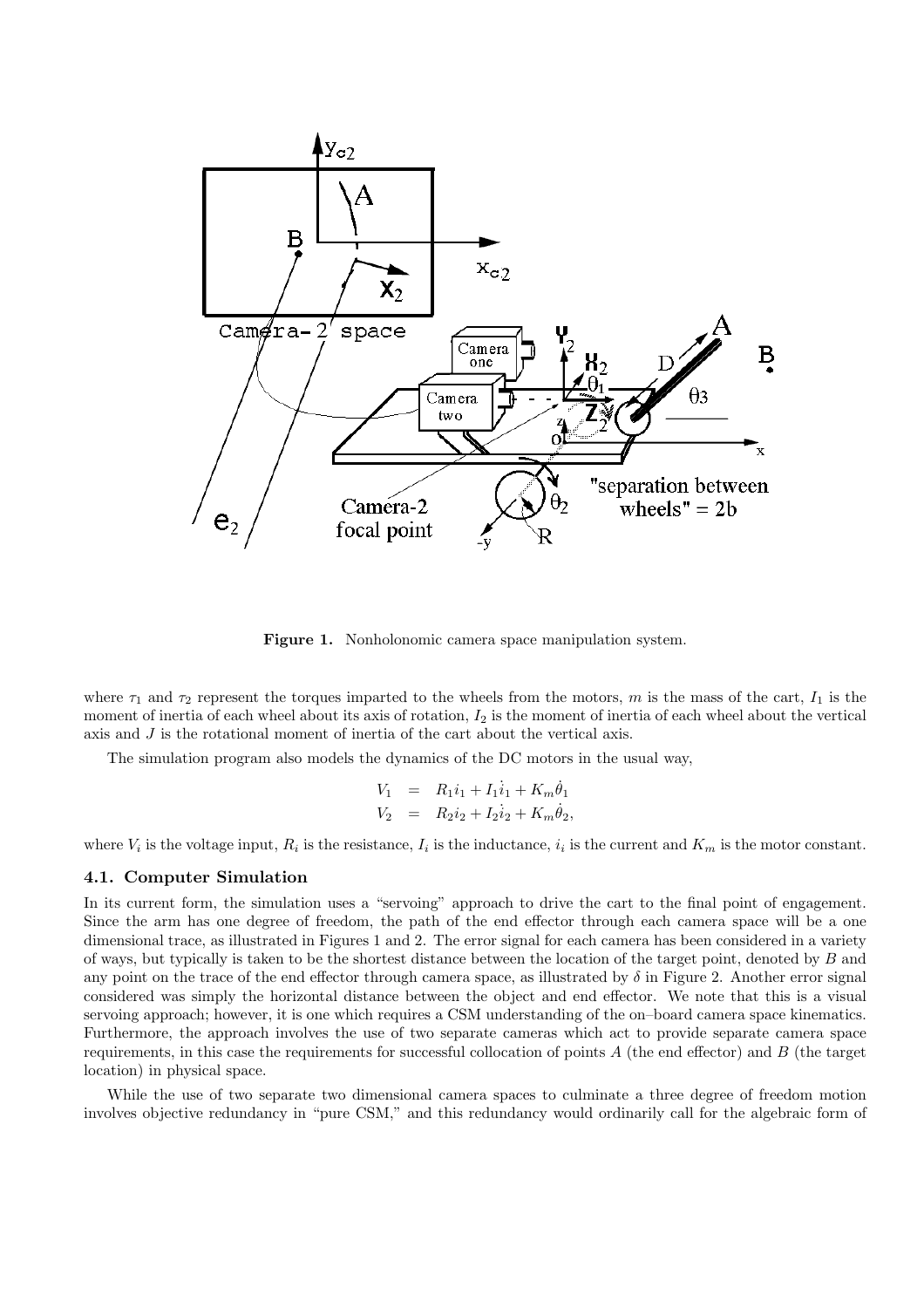**Figure 1.** Nonholonomic camera space manipulation system.

where $\tau_1$ and $\tau_2$ represent the torques imparted to the wheels from the motors, $m$ is the mass of the cart, $I_1$ is the moment of inertia of each wheel about its axis of rotation, $I_2$ is the moment of inertia of each wheel about the vertical axis and $J$ is the rotational moment of inertia of the cart about the vertical axis.

The simulation program also models the dynamics of the DC motors in the usual way,

$$
\begin{aligned}
V_1 &= R_1 i_1 + I_1 \dot{i}_1 + K_m \dot{\theta}_1 \\
V_2 &= R_2 i_2 + I_2 \dot{i}_2 + K_m \dot{\theta}_2,
\end{aligned}
$$

where $V_i$ is the voltage input, $R_i$ is the resistance, $I_i$ is the inductance, $i_i$ is the current and $K_m$ is the motor constant.

### 4.1. Computer Simulation

In its current form, the simulation uses a "servoing" approach to drive the cart to the final point of engagement. Since the arm has one degree of freedom, the path of the end effector through each camera space will be a one dimensional trace, as illustrated in Figures 1 and 2. The error signal for each camera has been considered in a variety of ways, but typically is taken to be the shortest distance between the location of the target point, denoted by $B$ and any point on the trace of the end effector through camera space, as illustrated by $\delta$ in Figure 2. Another error signal considered was simply the horizontal distance between the object and end effector. We note that this is a visual servoing approach; however, it is one which requires a CSM understanding of the on–board camera space kinematics. Furthermore, the approach involves the use of two separate cameras which act to provide separate camera space requirements, in this case the requirements for successful collocation of points $A$ (the end effector) and $B$ (the target location) in physical space.

While the use of two separate two dimensional camera spaces to culminate a three degree of freedom motion involves objective redundancy in "pure CSM," and this redundancy would ordinarily call for the algebraic form of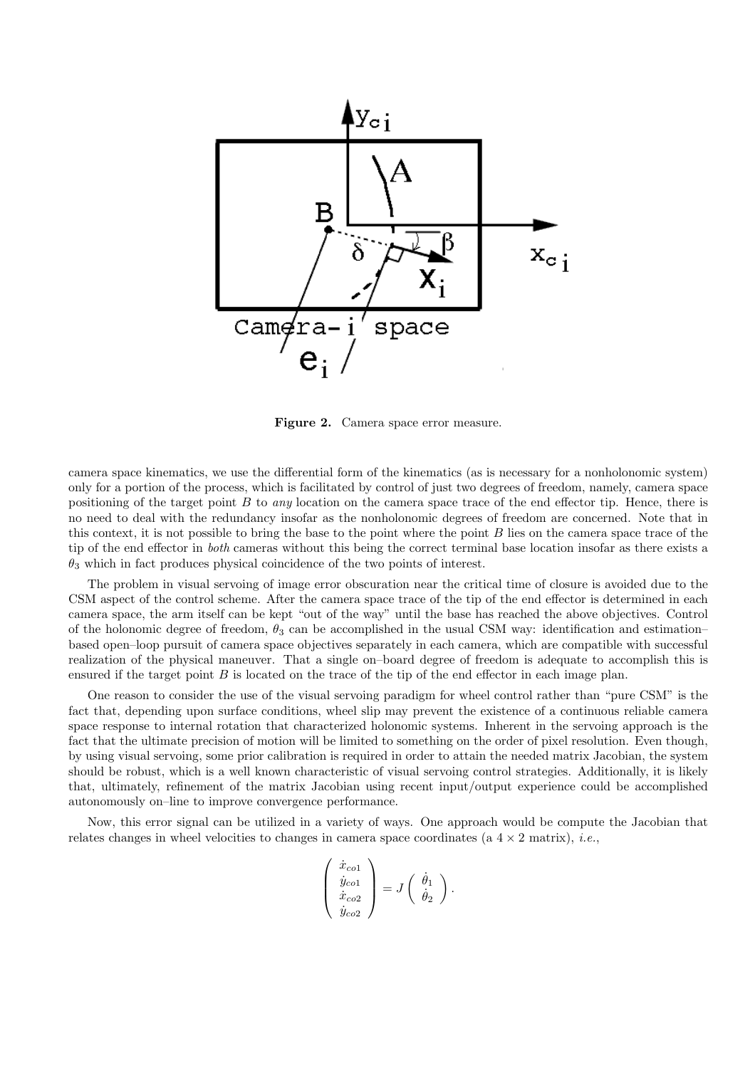$y_{c\,i}$

A

B

$\beta$

$\delta$

$x_{c\,i}$

$X_i$

Camera-i space

$e_i$

**Figure 2.** Camera space error measure.

camera space kinematics, we use the differential form of the kinematics (as is necessary for a nonholonomic system) only for a portion of the process, which is facilitated by control of just two degrees of freedom, namely, camera space positioning of the target point $B$ to *any* location on the camera space trace of the end effector tip. Hence, there is no need to deal with the redundancy insofar as the nonholonomic degrees of freedom are concerned. Note that in this context, it is not possible to bring the base to the point where the point $B$ lies on the camera space trace of the tip of the end effector in *both* cameras without this being the correct terminal base location insofar as there exists a $\theta_3$ which in fact produces physical coincidence of the two points of interest.

The problem in visual servoing of image error obscuration near the critical time of closure is avoided due to the CSM aspect of the control scheme. After the camera space trace of the tip of the end effector is determined in each camera space, the arm itself can be kept "out of the way" until the base has reached the above objectives. Control of the holonomic degree of freedom, $\theta_3$ can be accomplished in the usual CSM way: identification and estimation–based open–loop pursuit of camera space objectives separately in each camera, which are compatible with successful realization of the physical maneuver. That a single on–board degree of freedom is adequate to accomplish this is ensured if the target point $B$ is located on the trace of the tip of the end effector in each image plan.

One reason to consider the use of the visual servoing paradigm for wheel control rather than "pure CSM" is the fact that, depending upon surface conditions, wheel slip may prevent the existence of a continuous reliable camera space response to internal rotation that characterized holonomic systems. Inherent in the servoing approach is the fact that the ultimate precision of motion will be limited to something on the order of pixel resolution. Even though, by using visual servoing, some prior calibration is required in order to attain the needed matrix Jacobian, the system should be robust, which is a well known characteristic of visual servoing control strategies. Additionally, it is likely that, ultimately, refinement of the matrix Jacobian using recent input/output experience could be accomplished autonomously on–line to improve convergence performance.

Now, this error signal can be utilized in a variety of ways. One approach would be compute the Jacobian that relates changes in wheel velocities to changes in camera space coordinates (a $4 \times 2$ matrix), *i.e.*,

$$\begin{pmatrix} \dot{x}_{co1} \\ \dot{y}_{co1} \\ \dot{x}_{co2} \\ \dot{y}_{co2} \end{pmatrix} = J \begin{pmatrix} \dot{\theta}_1 \\ \dot{\theta}_2 \end{pmatrix}.$$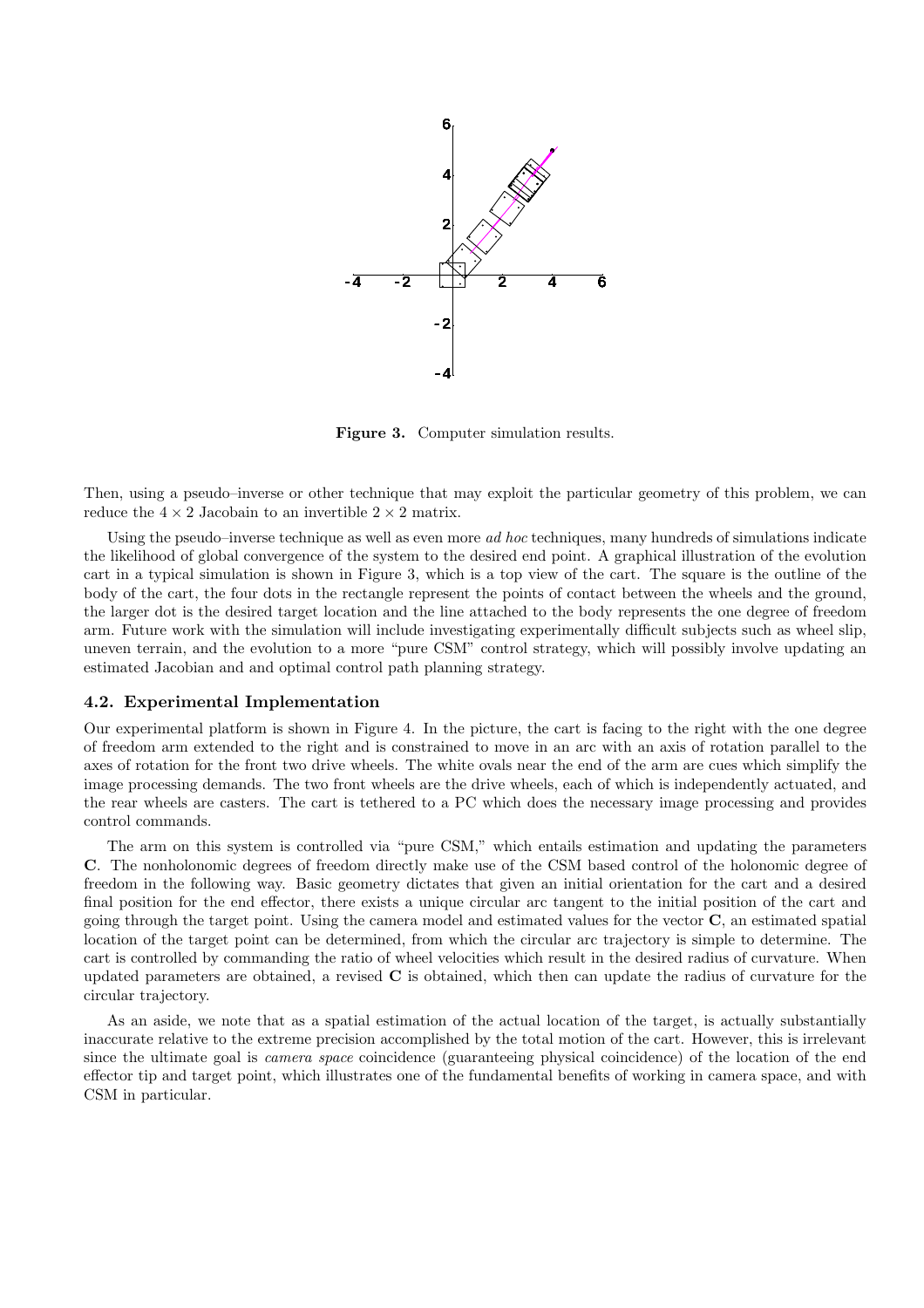6

4

2

-4 -2 2 4 6

-2

-4

**Figure 3.** Computer simulation results.

Then, using a pseudo–inverse or other technique that may exploit the particular geometry of this problem, we can reduce the $4 \times 2$ Jacobain to an invertible $2 \times 2$ matrix.

Using the pseudo–inverse technique as well as even more *ad hoc* techniques, many hundreds of simulations indicate the likelihood of global convergence of the system to the desired end point. A graphical illustration of the evolution cart in a typical simulation is shown in Figure 3, which is a top view of the cart. The square is the outline of the body of the cart, the four dots in the rectangle represent the points of contact between the wheels and the ground, the larger dot is the desired target location and the line attached to the body represents the one degree of freedom arm. Future work with the simulation will include investigating experimentally difficult subjects such as wheel slip, uneven terrain, and the evolution to a more "pure CSM" control strategy, which will possibly involve updating an estimated Jacobian and and optimal control path planning strategy.

### 4.2. Experimental Implementation

Our experimental platform is shown in Figure 4. In the picture, the cart is facing to the right with the one degree of freedom arm extended to the right and is constrained to move in an arc with an axis of rotation parallel to the axes of rotation for the front two drive wheels. The white ovals near the end of the arm are cues which simplify the image processing demands. The two front wheels are the drive wheels, each of which is independently actuated, and the rear wheels are casters. The cart is tethered to a PC which does the necessary image processing and provides control commands.

The arm on this system is controlled via "pure CSM," which entails estimation and updating the parameters $\mathbf{C}$. The nonholonomic degrees of freedom directly make use of the CSM based control of the holonomic degree of freedom in the following way. Basic geometry dictates that given an initial orientation for the cart and a desired final position for the end effector, there exists a unique circular arc tangent to the initial position of the cart and going through the target point. Using the camera model and estimated values for the vector $\mathbf{C}$, an estimated spatial location of the target point can be determined, from which the circular arc trajectory is simple to determine. The cart is controlled by commanding the ratio of wheel velocities which result in the desired radius of curvature. When updated parameters are obtained, a revised $\mathbf{C}$ is obtained, which then can update the radius of curvature for the circular trajectory.

As an aside, we note that as a spatial estimation of the actual location of the target, is actually substantially inaccurate relative to the extreme precision accomplished by the total motion of the cart. However, this is irrelevant since the ultimate goal is *camera space* coincidence (guaranteeing physical coincidence) of the location of the end effector tip and target point, which illustrates one of the fundamental benefits of working in camera space, and with CSM in particular.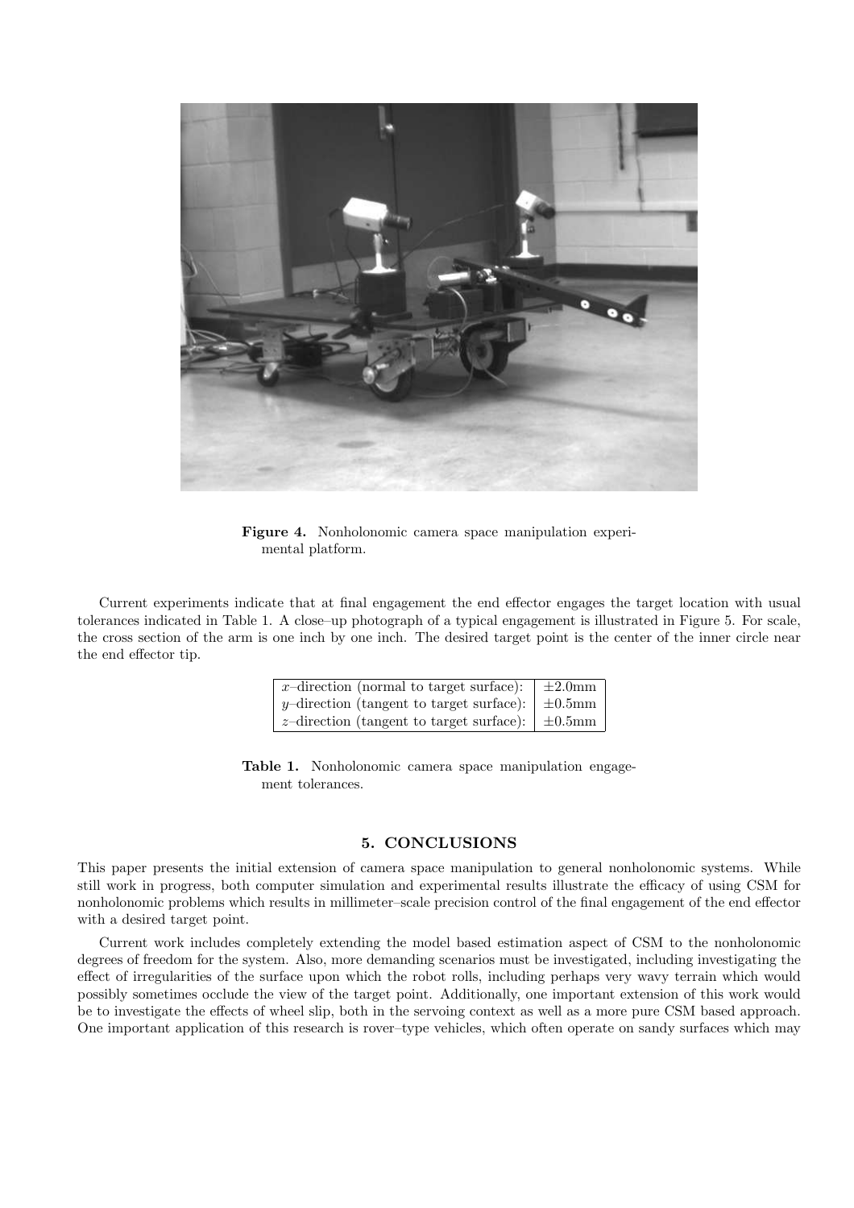**Figure 4.** Nonholonomic camera space manipulation experimental platform.

Current experiments indicate that at final engagement the end effector engages the target location with usual tolerances indicated in Table 1. A close–up photograph of a typical engagement is illustrated in Figure 5. For scale, the cross section of the arm is one inch by one inch. The desired target point is the center of the inner circle near the end effector tip.

| | |
|---|---|
| $x$–direction (normal to target surface): | $\pm 2.0$mm |
| $y$–direction (tangent to target surface): | $\pm 0.5$mm |
| $z$–direction (tangent to target surface): | $\pm 0.5$mm |

**Table 1.** Nonholonomic camera space manipulation engagement tolerances.

## 5. CONCLUSIONS

This paper presents the initial extension of camera space manipulation to general nonholonomic systems. While still work in progress, both computer simulation and experimental results illustrate the efficacy of using CSM for nonholonomic problems which results in millimeter–scale precision control of the final engagement of the end effector with a desired target point.

Current work includes completely extending the model based estimation aspect of CSM to the nonholonomic degrees of freedom for the system. Also, more demanding scenarios must be investigated, including investigating the effect of irregularities of the surface upon which the robot rolls, including perhaps very wavy terrain which would possibly sometimes occlude the view of the target point. Additionally, one important extension of this work would be to investigate the effects of wheel slip, both in the servoing context as well as a more pure CSM based approach. One important application of this research is rover–type vehicles, which often operate on sandy surfaces which may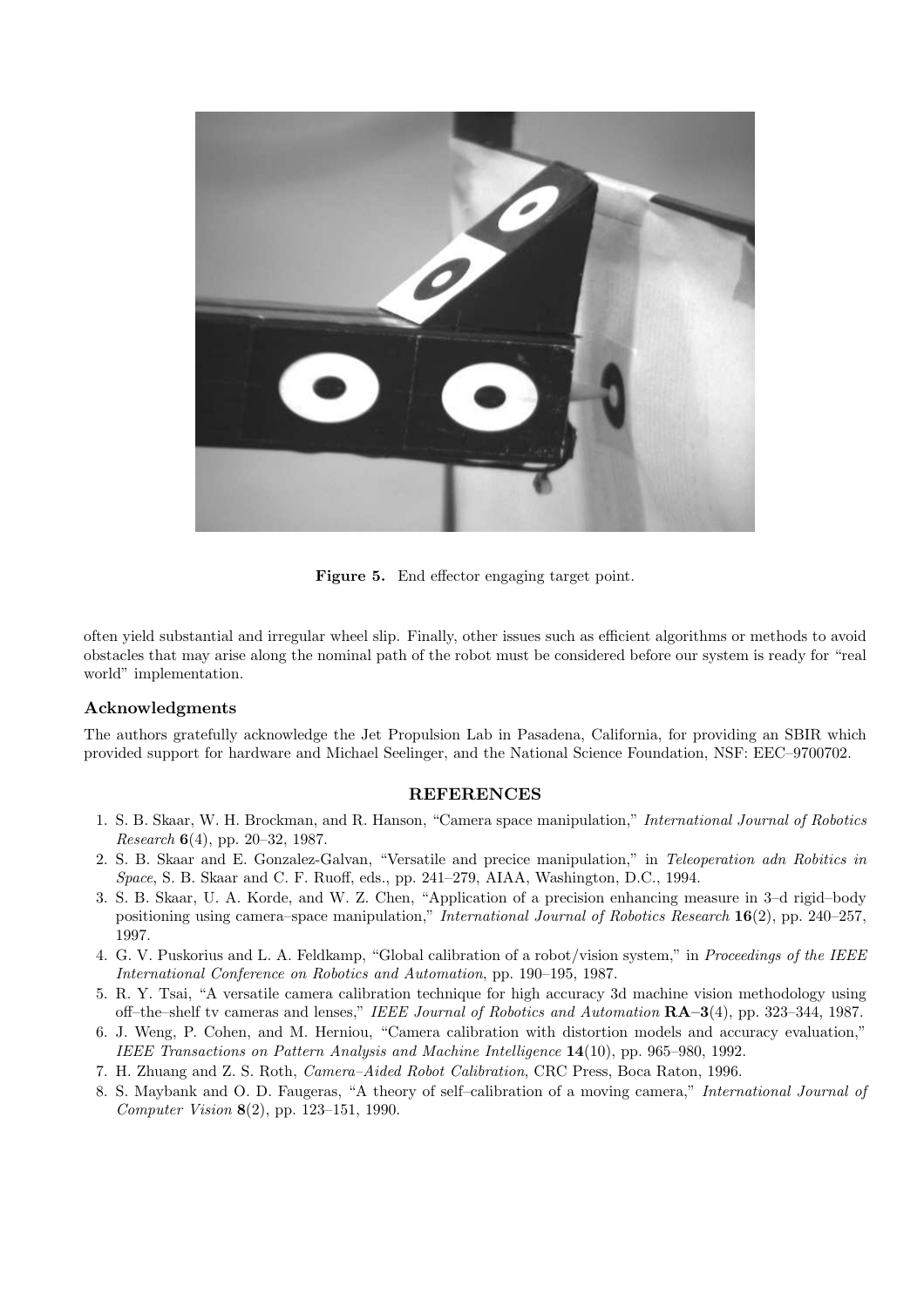Figure 5. End effector engaging target point.

often yield substantial and irregular wheel slip. Finally, other issues such as efficient algorithms or methods to avoid obstacles that may arise along the nominal path of the robot must be considered before our system is ready for "real world" implementation.

### Acknowledgments

The authors gratefully acknowledge the Jet Propulsion Lab in Pasadena, California, for providing an SBIR which provided support for hardware and Michael Seelinger, and the National Science Foundation, NSF: EEC–9700702.

## REFERENCES

1. S. B. Skaar, W. H. Brockman, and R. Hanson, "Camera space manipulation," *International Journal of Robotics Research* **6**(4), pp. 20–32, 1987.
2. S. B. Skaar and E. Gonzalez-Galvan, "Versatile and precice manipulation," in *Teleoperation adn Robitics in Space*, S. B. Skaar and C. F. Ruoff, eds., pp. 241–279, AIAA, Washington, D.C., 1994.
3. S. B. Skaar, U. A. Korde, and W. Z. Chen, "Application of a precision enhancing measure in 3–d rigid–body positioning using camera–space manipulation," *International Journal of Robotics Research* **16**(2), pp. 240–257, 1997.
4. G. V. Puskorius and L. A. Feldkamp, "Global calibration of a robot/vision system," in *Proceedings of the IEEE International Conference on Robotics and Automation*, pp. 190–195, 1987.
5. R. Y. Tsai, "A versatile camera calibration technique for high accuracy 3d machine vision methodology using off–the–shelf tv cameras and lenses," *IEEE Journal of Robotics and Automation* **RA–3**(4), pp. 323–344, 1987.
6. J. Weng, P. Cohen, and M. Herniou, "Camera calibration with distortion models and accuracy evaluation," *IEEE Transactions on Pattern Analysis and Machine Intelligence* **14**(10), pp. 965–980, 1992.
7. H. Zhuang and Z. S. Roth, *Camera–Aided Robot Calibration*, CRC Press, Boca Raton, 1996.
8. S. Maybank and O. D. Faugeras, "A theory of self–calibration of a moving camera," *International Journal of Computer Vision* **8**(2), pp. 123–151, 1990.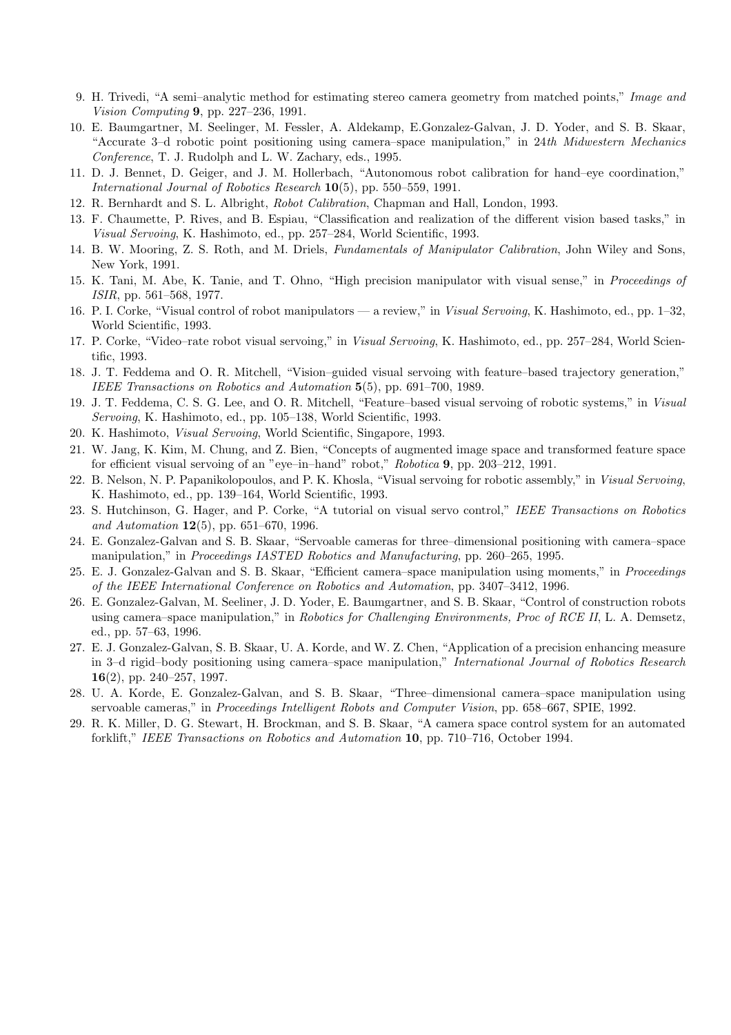9. H. Trivedi, "A semi–analytic method for estimating stereo camera geometry from matched points," *Image and Vision Computing* **9**, pp. 227–236, 1991.
10. E. Baumgartner, M. Seelinger, M. Fessler, A. Aldekamp, E.Gonzalez-Galvan, J. D. Yoder, and S. B. Skaar, "Accurate 3–d robotic point positioning using camera–space manipulation," in *24th Midwestern Mechanics Conference*, T. J. Rudolph and L. W. Zachary, eds., 1995.
11. D. J. Bennet, D. Geiger, and J. M. Hollerbach, "Autonomous robot calibration for hand–eye coordination," *International Journal of Robotics Research* **10**(5), pp. 550–559, 1991.
12. R. Bernhardt and S. L. Albright, *Robot Calibration*, Chapman and Hall, London, 1993.
13. F. Chaumette, P. Rives, and B. Espiau, "Classification and realization of the different vision based tasks," in *Visual Servoing*, K. Hashimoto, ed., pp. 257–284, World Scientific, 1993.
14. B. W. Mooring, Z. S. Roth, and M. Driels, *Fundamentals of Manipulator Calibration*, John Wiley and Sons, New York, 1991.
15. K. Tani, M. Abe, K. Tanie, and T. Ohno, "High precision manipulator with visual sense," in *Proceedings of ISIR*, pp. 561–568, 1977.
16. P. I. Corke, "Visual control of robot manipulators — a review," in *Visual Servoing*, K. Hashimoto, ed., pp. 1–32, World Scientific, 1993.
17. P. Corke, "Video–rate robot visual servoing," in *Visual Servoing*, K. Hashimoto, ed., pp. 257–284, World Scientific, 1993.
18. J. T. Feddema and O. R. Mitchell, "Vision–guided visual servoing with feature–based trajectory generation," *IEEE Transactions on Robotics and Automation* **5**(5), pp. 691–700, 1989.
19. J. T. Feddema, C. S. G. Lee, and O. R. Mitchell, "Feature–based visual servoing of robotic systems," in *Visual Servoing*, K. Hashimoto, ed., pp. 105–138, World Scientific, 1993.
20. K. Hashimoto, *Visual Servoing*, World Scientific, Singapore, 1993.
21. W. Jang, K. Kim, M. Chung, and Z. Bien, "Concepts of augmented image space and transformed feature space for efficient visual servoing of an "eye–in–hand" robot," *Robotica* **9**, pp. 203–212, 1991.
22. B. Nelson, N. P. Papanikolopoulos, and P. K. Khosla, "Visual servoing for robotic assembly," in *Visual Servoing*, K. Hashimoto, ed., pp. 139–164, World Scientific, 1993.
23. S. Hutchinson, G. Hager, and P. Corke, "A tutorial on visual servo control," *IEEE Transactions on Robotics and Automation* **12**(5), pp. 651–670, 1996.
24. E. Gonzalez-Galvan and S. B. Skaar, "Servoable cameras for three–dimensional positioning with camera–space manipulation," in *Proceedings IASTED Robotics and Manufacturing*, pp. 260–265, 1995.
25. E. J. Gonzalez-Galvan and S. B. Skaar, "Efficient camera–space manipulation using moments," in *Proceedings of the IEEE International Conference on Robotics and Automation*, pp. 3407–3412, 1996.
26. E. Gonzalez-Galvan, M. Seeliner, J. D. Yoder, E. Baumgartner, and S. B. Skaar, "Control of construction robots using camera–space manipulation," in *Robotics for Challenging Environments, Proc of RCE II*, L. A. Demsetz, ed., pp. 57–63, 1996.
27. E. J. Gonzalez-Galvan, S. B. Skaar, U. A. Korde, and W. Z. Chen, "Application of a precision enhancing measure in 3–d rigid–body positioning using camera–space manipulation," *International Journal of Robotics Research* **16**(2), pp. 240–257, 1997.
28. U. A. Korde, E. Gonzalez-Galvan, and S. B. Skaar, "Three–dimensional camera–space manipulation using servoable cameras," in *Proceedings Intelligent Robots and Computer Vision*, pp. 658–667, SPIE, 1992.
29. R. K. Miller, D. G. Stewart, H. Brockman, and S. B. Skaar, "A camera space control system for an automated forklift," *IEEE Transactions on Robotics and Automation* **10**, pp. 710–716, October 1994.